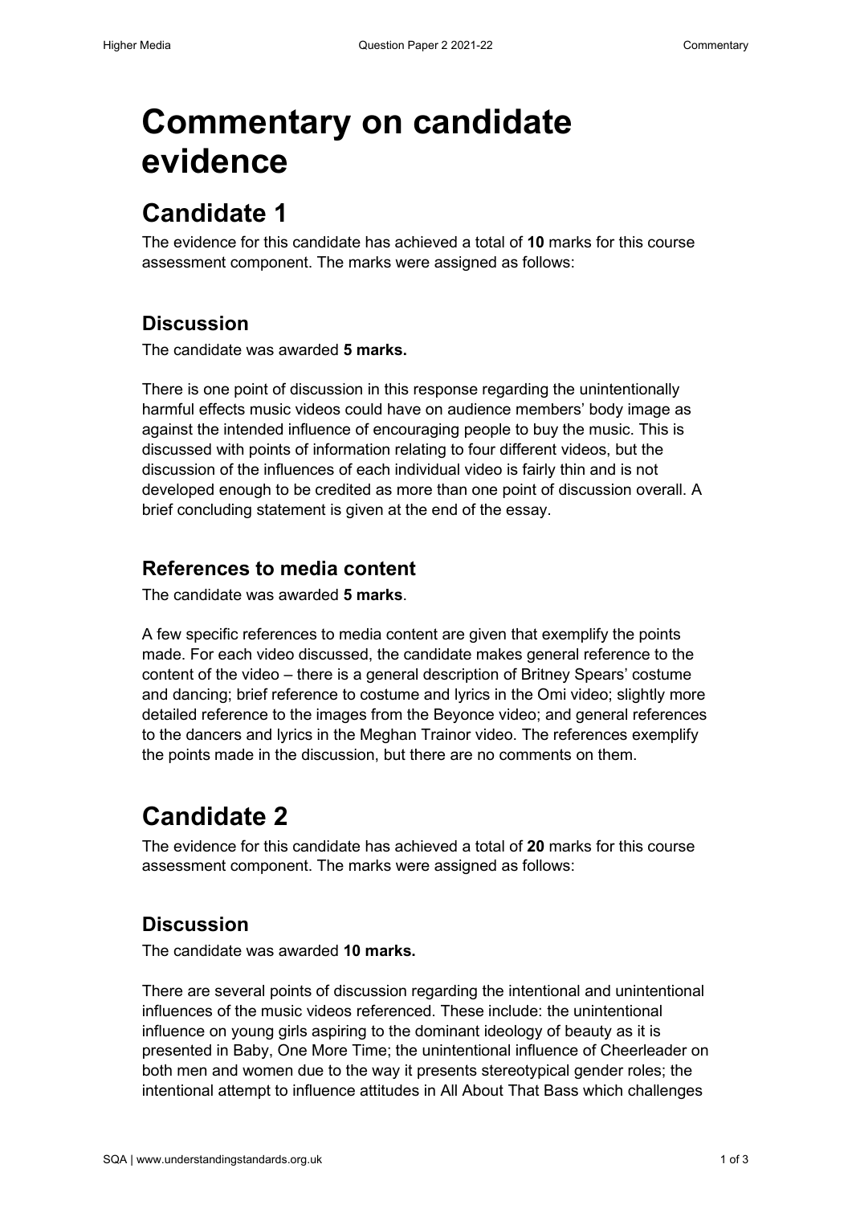# Commentary on candidate evidence

## Candidate 1

The evidence for this candidate has achieved a total of **10** marks for this course assessment component. The marks were assigned as follows:

### Discussion

The candidate was awarded **5 marks.**

There is one point of discussion in this response regarding the unintentionally harmful effects music videos could have on audience members' body image as against the intended influence of encouraging people to buy the music. This is discussed with points of information relating to four different videos, but the discussion of the influences of each individual video is fairly thin and is not developed enough to be credited as more than one point of discussion overall. A brief concluding statement is given at the end of the essay.

### References to media content

The candidate was awarded **5 marks**.

A few specific references to media content are given that exemplify the points made. For each video discussed, the candidate makes general reference to the content of the video – there is a general description of Britney Spears' costume and dancing; brief reference to costume and lyrics in the Omi video; slightly more detailed reference to the images from the Beyonce video; and general references to the dancers and lyrics in the Meghan Trainor video. The references exemplify the points made in the discussion, but there are no comments on them.

## Candidate 2

The evidence for this candidate has achieved a total of **20** marks for this course assessment component. The marks were assigned as follows:

### Discussion

The candidate was awarded **10 marks.**

There are several points of discussion regarding the intentional and unintentional influences of the music videos referenced. These include: the unintentional influence on young girls aspiring to the dominant ideology of beauty as it is presented in Baby, One More Time; the unintentional influence of Cheerleader on both men and women due to the way it presents stereotypical gender roles; the intentional attempt to influence attitudes in All About That Bass which challenges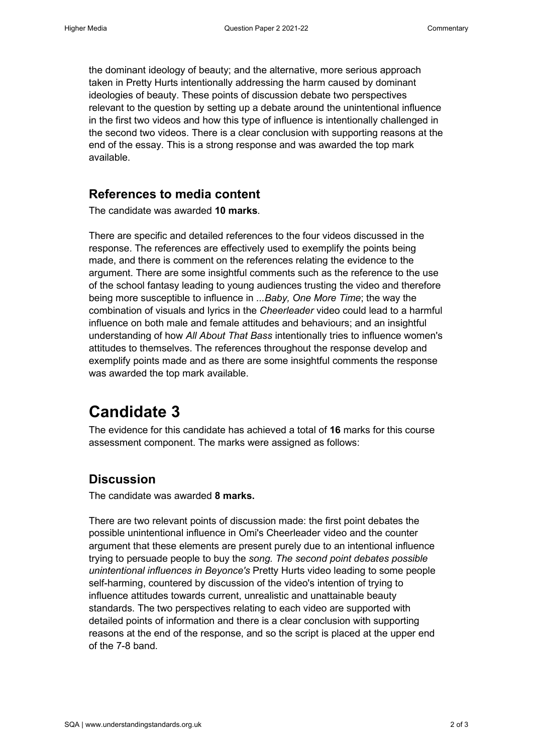the dominant ideology of beauty; and the alternative, more serious approach taken in Pretty Hurts intentionally addressing the harm caused by dominant ideologies of beauty. These points of discussion debate two perspectives relevant to the question by setting up a debate around the unintentional influence in the first two videos and how this type of influence is intentionally challenged in the second two videos. There is a clear conclusion with supporting reasons at the end of the essay. This is a strong response and was awarded the top mark available.

## References to media content

The candidate was awarded **10 marks**.

There are specific and detailed references to the four videos discussed in the response. The references are effectively used to exemplify the points being made, and there is comment on the references relating the evidence to the argument. There are some insightful comments such as the reference to the use of the school fantasy leading to young audiences trusting the video and therefore being more susceptible to influence in *...Baby, One More Time*; the way the combination of visuals and lyrics in the *Cheerleader* video could lead to a harmful influence on both male and female attitudes and behaviours; and an insightful understanding of how *All About That Bass* intentionally tries to influence women's attitudes to themselves. The references throughout the response develop and exemplify points made and as there are some insightful comments the response was awarded the top mark available.

# Candidate 3

The evidence for this candidate has achieved a total of **16** marks for this course assessment component. The marks were assigned as follows:

## Discussion

The candidate was awarded **8 marks.**

There are two relevant points of discussion made: the first point debates the possible unintentional influence in Omi's Cheerleader video and the counter argument that these elements are present purely due to an intentional influence trying to persuade people to buy the *song. The second point debates possible unintentional influences in Beyonce's* Pretty Hurts video leading to some people self-harming, countered by discussion of the video's intention of trying to influence attitudes towards current, unrealistic and unattainable beauty standards. The two perspectives relating to each video are supported with detailed points of information and there is a clear conclusion with supporting reasons at the end of the response, and so the script is placed at the upper end of the 7-8 band.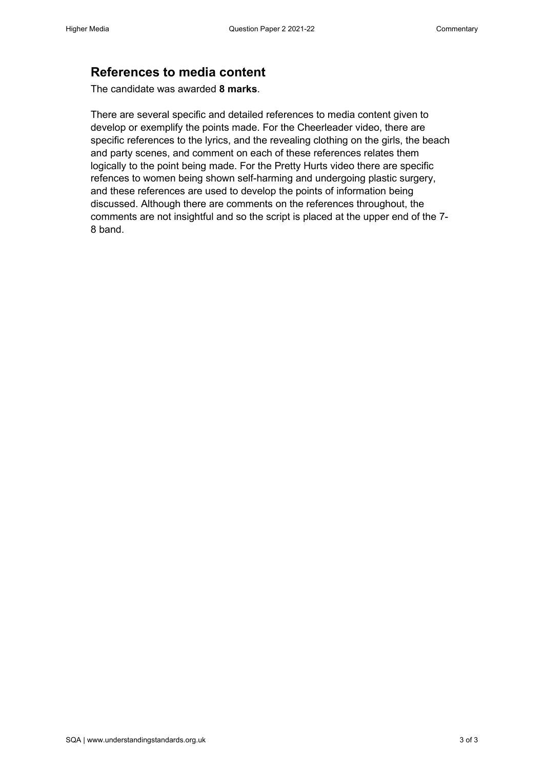## References to media content

The candidate was awarded **8 marks**.

There are several specific and detailed references to media content given to develop or exemplify the points made. For the Cheerleader video, there are specific references to the lyrics, and the revealing clothing on the girls, the beach and party scenes, and comment on each of these references relates them logically to the point being made. For the Pretty Hurts video there are specific refences to women being shown self-harming and undergoing plastic surgery, and these references are used to develop the points of information being discussed. Although there are comments on the references throughout, the comments are not insightful and so the script is placed at the upper end of the 7-8 band.